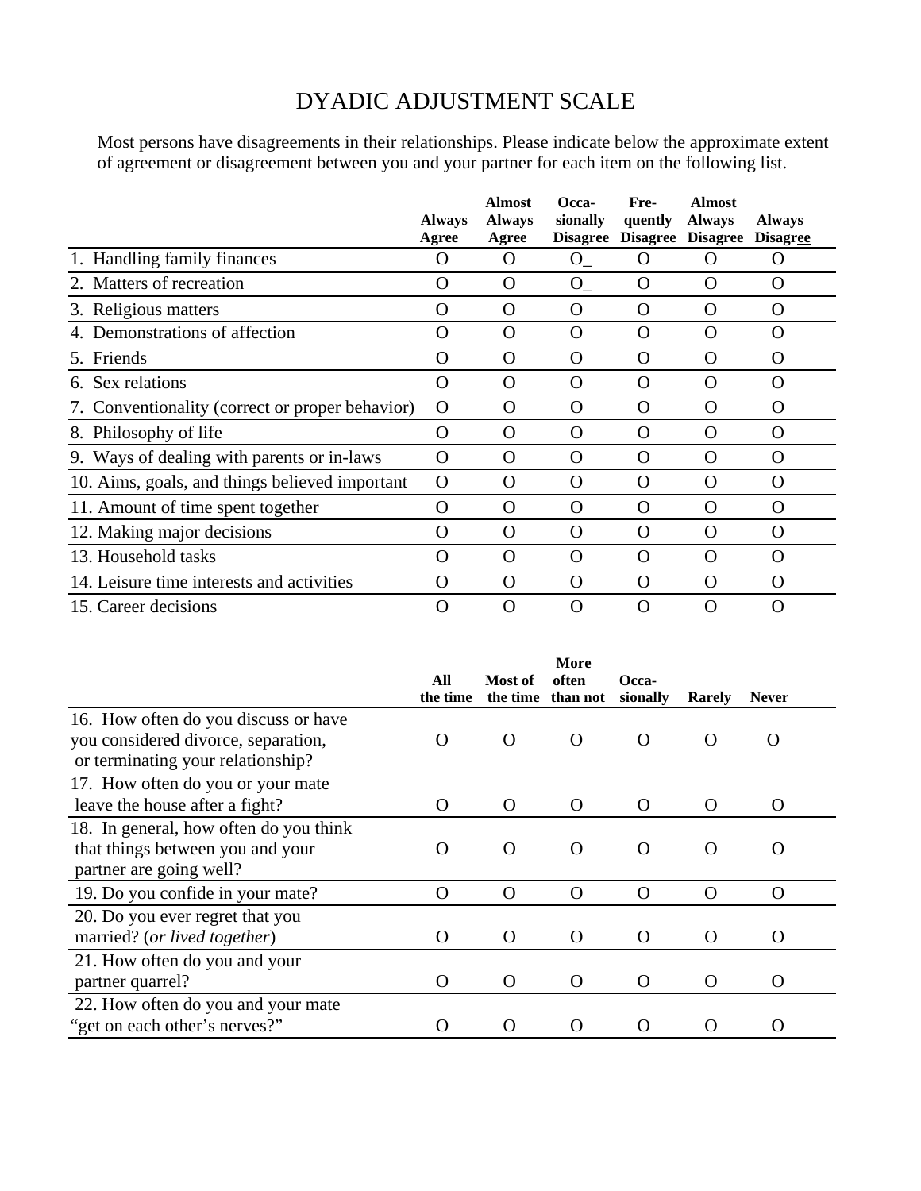# DYADIC ADJUSTMENT SCALE

Most persons have disagreements in their relationships. Please indicate below the approximate extent of agreement or disagreement between you and your partner for each item on the following list.

| | Always Agree | Almost Always Agree | Occa-sionally Disagree | Fre-quently Disagree | Almost Always Disagree | Always Disagree |
|---|---|---|---|---|---|---|
| 1. Handling family finances | O | O | O_ | O | O | O |
| 2. Matters of recreation | O | O | O_ | O | O | O |
| 3. Religious matters | O | O | O | O | O | O |
| 4. Demonstrations of affection | O | O | O | O | O | O |
| 5. Friends | O | O | O | O | O | O |
| 6. Sex relations | O | O | O | O | O | O |
| 7. Conventionality (correct or proper behavior) | O | O | O | O | O | O |
| 8. Philosophy of life | O | O | O | O | O | O |
| 9. Ways of dealing with parents or in-laws | O | O | O | O | O | O |
| 10. Aims, goals, and things believed important | O | O | O | O | O | O |
| 11. Amount of time spent together | O | O | O | O | O | O |
| 12. Making major decisions | O | O | O | O | O | O |
| 13. Household tasks | O | O | O | O | O | O |
| 14. Leisure time interests and activities | O | O | O | O | O | O |
| 15. Career decisions | O | O | O | O | O | O |

| | All the time | Most of the time | More often than not | Occa-sionally | Rarely | Never |
|---|---|---|---|---|---|---|
| 16. How often do you discuss or have you considered divorce, separation, or terminating your relationship? | O | O | O | O | O | O |
| 17. How often do you or your mate leave the house after a fight? | O | O | O | O | O | O |
| 18. In general, how often do you think that things between you and your partner are going well? | O | O | O | O | O | O |
| 19. Do you confide in your mate? | O | O | O | O | O | O |
| 20. Do you ever regret that you married? (*or lived together*) | O | O | O | O | O | O |
| 21. How often do you and your partner quarrel? | O | O | O | O | O | O |
| 22. How often do you and your mate "get on each other's nerves?" | O | O | O | O | O | O |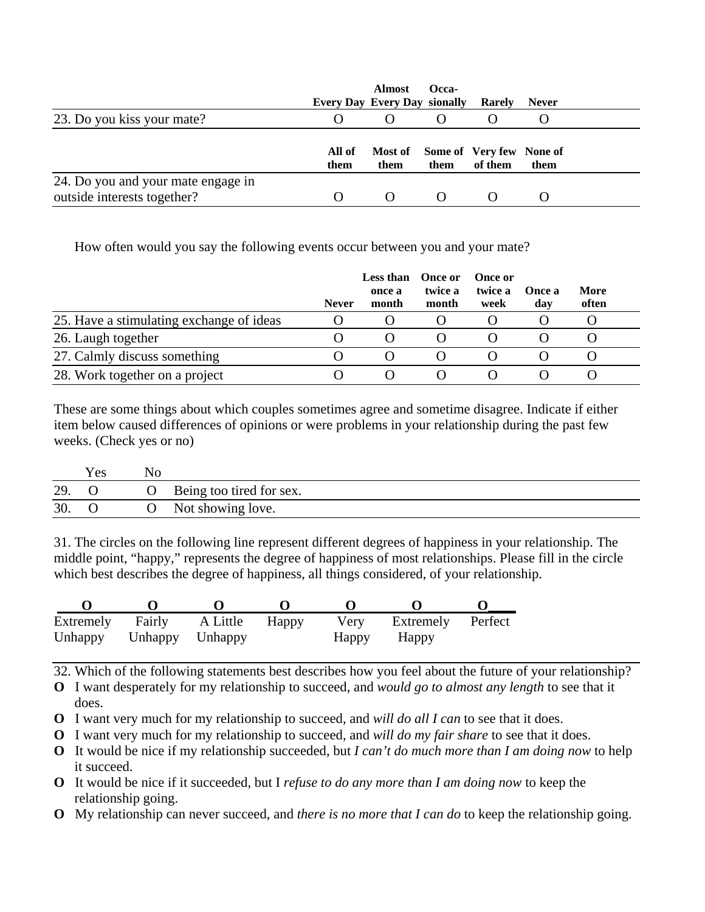| | Every Day | Almost Every Day | Occa-sionally | Rarely | Never |
|---|---|---|---|---|---|
| 23. Do you kiss your mate? | O | O | O | O | O |

| | All of them | Most of them | Some of them | Very few of them | None of them |
|---|---|---|---|---|---|
| 24. Do you and your mate engage in outside interests together? | O | O | O | O | O |

How often would you say the following events occur between you and your mate?

| | Never | Less than once a month | Once or twice a month | Once or twice a week | Once a day | More often |
|---|---|---|---|---|---|---|
| 25. Have a stimulating exchange of ideas | O | O | O | O | O | O |
| 26. Laugh together | O | O | O | O | O | O |
| 27. Calmly discuss something | O | O | O | O | O | O |
| 28. Work together on a project | O | O | O | O | O | O |

These are some things about which couples sometimes agree and sometime disagree. Indicate if either item below caused differences of opinions or were problems in your relationship during the past few weeks. (Check yes or no)

| | Yes | No | |
|---|---|---|---|
| 29. | O | O | Being too tired for sex. |
| 30. | O | O | Not showing love. |

31. The circles on the following line represent different degrees of happiness in your relationship. The middle point, "happy," represents the degree of happiness of most relationships. Please fill in the circle which best describes the degree of happiness, all things considered, of your relationship.

| O | O | O | O | O | O | O |
|---|---|---|---|---|---|---|
| Extremely Unhappy | Fairly Unhappy | A Little Unhappy | Happy | Very Happy | Extremely Happy | Perfect |

32. Which of the following statements best describes how you feel about the future of your relationship?

**O** I want desperately for my relationship to succeed, and *would go to almost any length* to see that it does.

**O** I want very much for my relationship to succeed, and *will do all I can* to see that it does.

**O** I want very much for my relationship to succeed, and *will do my fair share* to see that it does.

**O** It would be nice if my relationship succeeded, but *I can't do much more than I am doing now* to help it succeed.

**O** It would be nice if it succeeded, but I *refuse to do any more than I am doing now* to keep the relationship going.

**O** My relationship can never succeed, and *there is no more that I can do* to keep the relationship going.